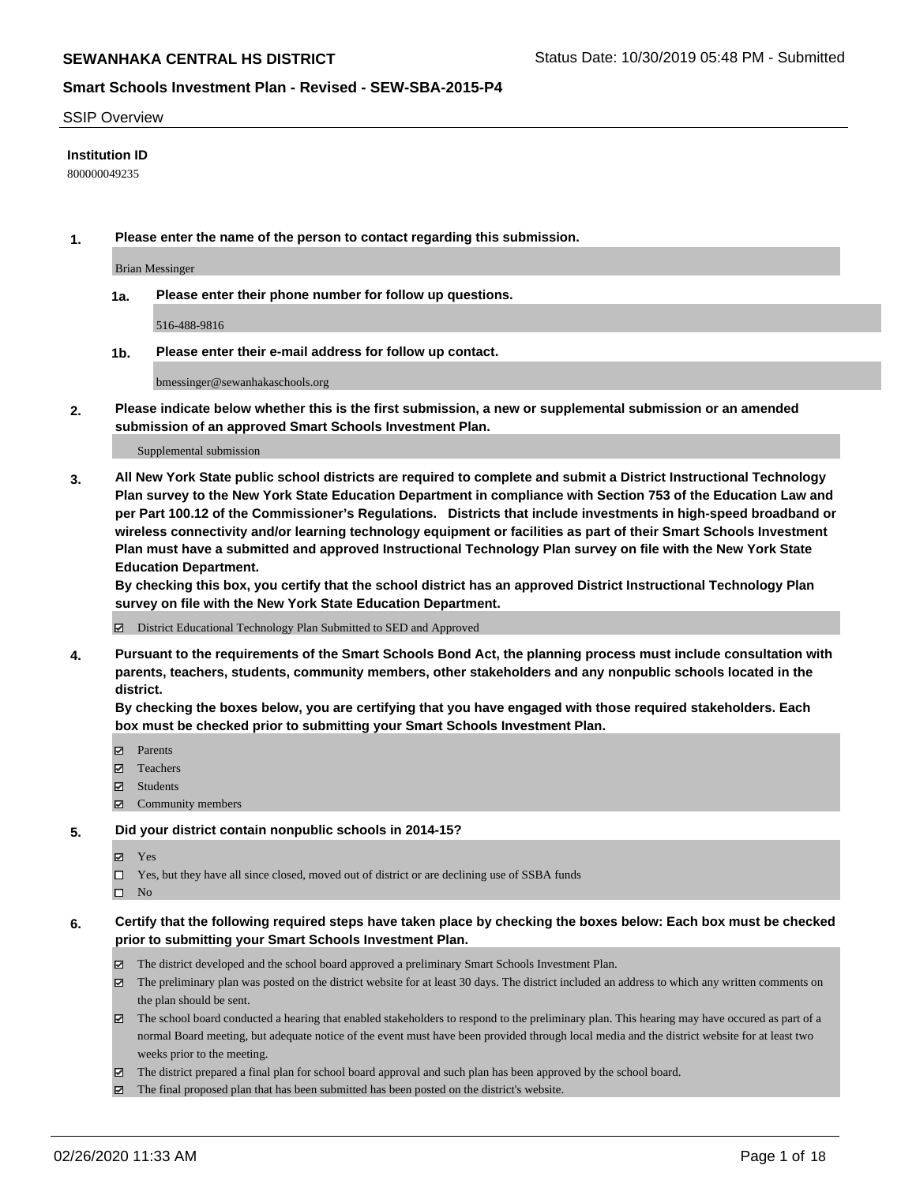# SEWANHAKA CENTRAL HS DISTRICT

Status Date: 10/30/2019 05:48 PM - Submitted

## Smart Schools Investment Plan - Revised - SEW-SBA-2015-P4

SSIP Overview

**Institution ID**

800000049235

**1. Please enter the name of the person to contact regarding this submission.**

Brian Messinger

**1a. Please enter their phone number for follow up questions.**

516-488-9816

**1b. Please enter their e-mail address for follow up contact.**

bmessinger@sewanhakaschools.org

**2. Please indicate below whether this is the first submission, a new or supplemental submission or an amended submission of an approved Smart Schools Investment Plan.**

Supplemental submission

**3. All New York State public school districts are required to complete and submit a District Instructional Technology Plan survey to the New York State Education Department in compliance with Section 753 of the Education Law and per Part 100.12 of the Commissioner's Regulations. Districts that include investments in high-speed broadband or wireless connectivity and/or learning technology equipment or facilities as part of their Smart Schools Investment Plan must have a submitted and approved Instructional Technology Plan survey on file with the New York State Education Department.**

**By checking this box, you certify that the school district has an approved District Instructional Technology Plan survey on file with the New York State Education Department.**

- ☑ District Educational Technology Plan Submitted to SED and Approved

**4. Pursuant to the requirements of the Smart Schools Bond Act, the planning process must include consultation with parents, teachers, students, community members, other stakeholders and any nonpublic schools located in the district.**

**By checking the boxes below, you are certifying that you have engaged with those required stakeholders. Each box must be checked prior to submitting your Smart Schools Investment Plan.**

- ☑ Parents
- ☑ Teachers
- ☑ Students
- ☑ Community members

**5. Did your district contain nonpublic schools in 2014-15?**

- ☑ Yes
- ☐ Yes, but they have all since closed, moved out of district or are declining use of SSBA funds
- ☐ No

**6. Certify that the following required steps have taken place by checking the boxes below: Each box must be checked prior to submitting your Smart Schools Investment Plan.**

- ☑ The district developed and the school board approved a preliminary Smart Schools Investment Plan.
- ☑ The preliminary plan was posted on the district website for at least 30 days. The district included an address to which any written comments on the plan should be sent.
- ☑ The school board conducted a hearing that enabled stakeholders to respond to the preliminary plan. This hearing may have occured as part of a normal Board meeting, but adequate notice of the event must have been provided through local media and the district website for at least two weeks prior to the meeting.
- ☑ The district prepared a final plan for school board approval and such plan has been approved by the school board.
- ☑ The final proposed plan that has been submitted has been posted on the district's website.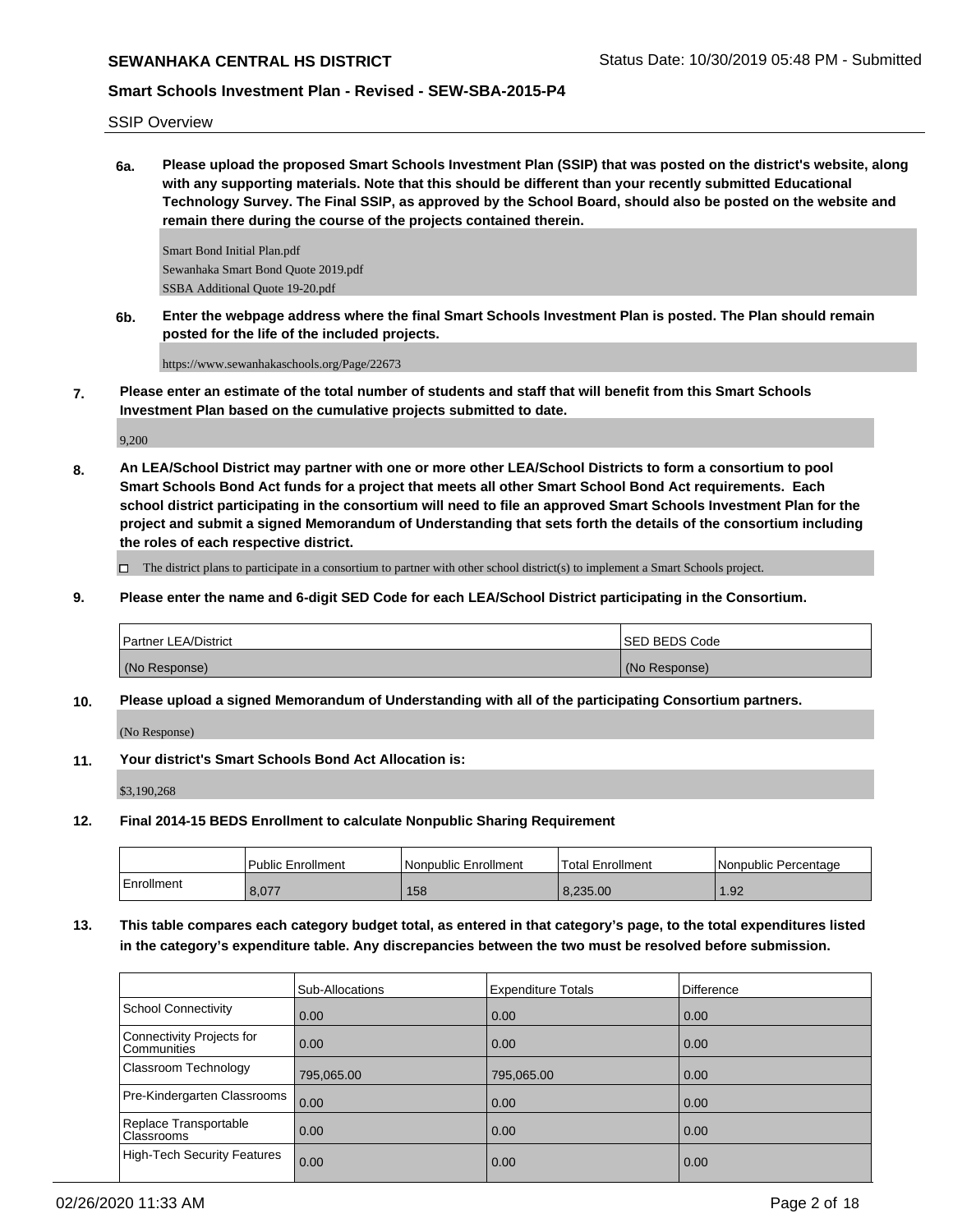SSIP Overview

**6a.** **Please upload the proposed Smart Schools Investment Plan (SSIP) that was posted on the district's website, along with any supporting materials. Note that this should be different than your recently submitted Educational Technology Survey. The Final SSIP, as approved by the School Board, should also be posted on the website and remain there during the course of the projects contained therein.**

Smart Bond Initial Plan.pdf
Sewanhaka Smart Bond Quote 2019.pdf
SSBA Additional Quote 19-20.pdf

**6b.** **Enter the webpage address where the final Smart Schools Investment Plan is posted. The Plan should remain posted for the life of the included projects.**

https://www.sewanhakaschools.org/Page/22673

**7.** **Please enter an estimate of the total number of students and staff that will benefit from this Smart Schools Investment Plan based on the cumulative projects submitted to date.**

9,200

**8.** **An LEA/School District may partner with one or more other LEA/School Districts to form a consortium to pool Smart Schools Bond Act funds for a project that meets all other Smart School Bond Act requirements. Each school district participating in the consortium will need to file an approved Smart Schools Investment Plan for the project and submit a signed Memorandum of Understanding that sets forth the details of the consortium including the roles of each respective district.**

☐ The district plans to participate in a consortium to partner with other school district(s) to implement a Smart Schools project.

**9.** **Please enter the name and 6-digit SED Code for each LEA/School District participating in the Consortium.**

| Partner LEA/District | SED BEDS Code |
| --- | --- |
| (No Response) | (No Response) |

**10.** **Please upload a signed Memorandum of Understanding with all of the participating Consortium partners.**

(No Response)

**11.** **Your district's Smart Schools Bond Act Allocation is:**

$3,190,268

**12.** **Final 2014-15 BEDS Enrollment to calculate Nonpublic Sharing Requirement**

| | Public Enrollment | Nonpublic Enrollment | Total Enrollment | Nonpublic Percentage |
| --- | --- | --- | --- | --- |
| Enrollment | 8,077 | 158 | 8,235.00 | 1.92 |

**13.** **This table compares each category budget total, as entered in that category's page, to the total expenditures listed in the category's expenditure table. Any discrepancies between the two must be resolved before submission.**

| | Sub-Allocations | Expenditure Totals | Difference |
| --- | --- | --- | --- |
| School Connectivity | 0.00 | 0.00 | 0.00 |
| Connectivity Projects for Communities | 0.00 | 0.00 | 0.00 |
| Classroom Technology | 795,065.00 | 795,065.00 | 0.00 |
| Pre-Kindergarten Classrooms | 0.00 | 0.00 | 0.00 |
| Replace Transportable Classrooms | 0.00 | 0.00 | 0.00 |
| High-Tech Security Features | 0.00 | 0.00 | 0.00 |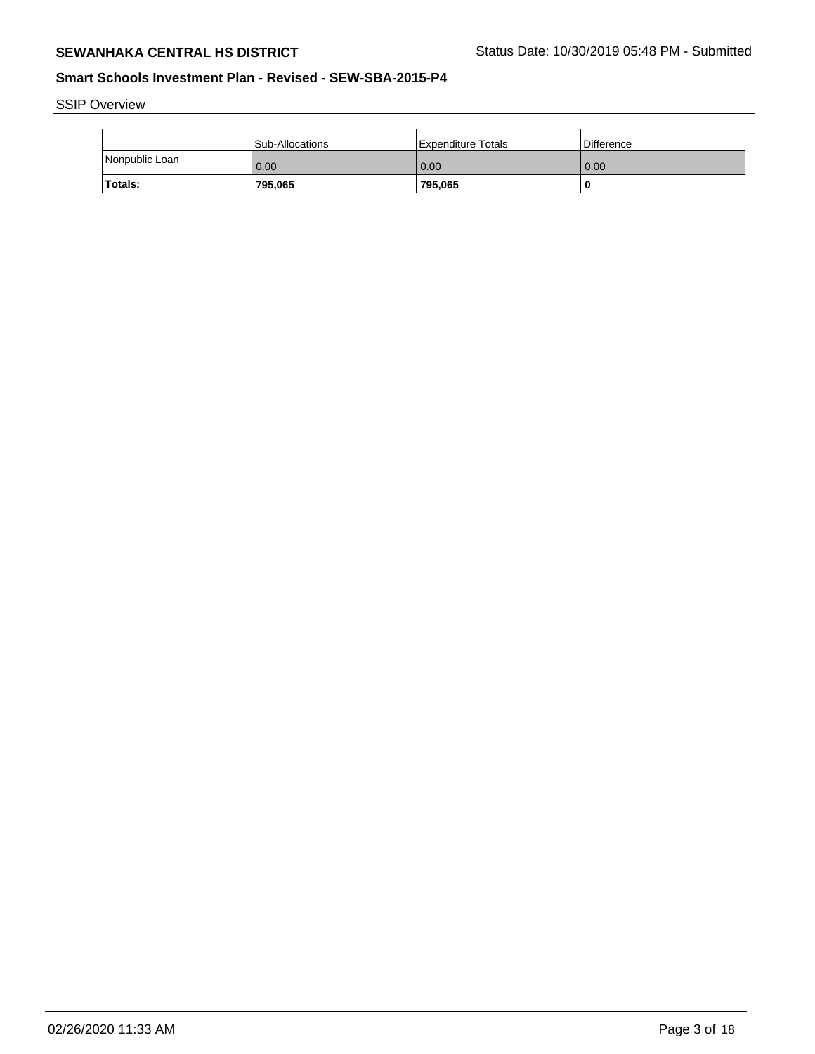SSIP Overview

| | Sub-Allocations | Expenditure Totals | Difference |
|---|---|---|---|
| Nonpublic Loan | 0.00 | 0.00 | 0.00 |
| **Totals:** | **795,065** | **795,065** | **0** |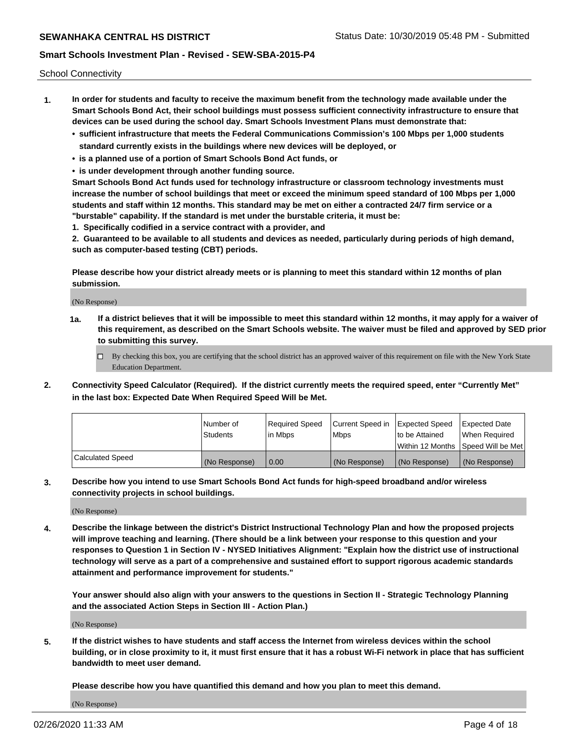School Connectivity

1. **In order for students and faculty to receive the maximum benefit from the technology made available under the Smart Schools Bond Act, their school buildings must possess sufficient connectivity infrastructure to ensure that devices can be used during the school day. Smart Schools Investment Plans must demonstrate that:**
   - **sufficient infrastructure that meets the Federal Communications Commission's 100 Mbps per 1,000 students standard currently exists in the buildings where new devices will be deployed, or**
   - **is a planned use of a portion of Smart Schools Bond Act funds, or**
   - **is under development through another funding source.**

   **Smart Schools Bond Act funds used for technology infrastructure or classroom technology investments must increase the number of school buildings that meet or exceed the minimum speed standard of 100 Mbps per 1,000 students and staff within 12 months. This standard may be met on either a contracted 24/7 firm service or a "burstable" capability. If the standard is met under the burstable criteria, it must be:**

   **1. Specifically codified in a service contract with a provider, and**

   **2. Guaranteed to be available to all students and devices as needed, particularly during periods of high demand, such as computer-based testing (CBT) periods.**

   **Please describe how your district already meets or is planning to meet this standard within 12 months of plan submission.**

   (No Response)

   **1a. If a district believes that it will be impossible to meet this standard within 12 months, it may apply for a waiver of this requirement, as described on the Smart Schools website. The waiver must be filed and approved by SED prior to submitting this survey.**

   ☐ By checking this box, you are certifying that the school district has an approved waiver of this requirement on file with the New York State Education Department.

2. **Connectivity Speed Calculator (Required). If the district currently meets the required speed, enter "Currently Met" in the last box: Expected Date When Required Speed Will be Met.**

| | Number of Students | Required Speed in Mbps | Current Speed in Mbps | Expected Speed to be Attained Within 12 Months | Expected Date When Required Speed Will be Met |
|---|---|---|---|---|---|
| Calculated Speed | (No Response) | 0.00 | (No Response) | (No Response) | (No Response) |

3. **Describe how you intend to use Smart Schools Bond Act funds for high-speed broadband and/or wireless connectivity projects in school buildings.**

   (No Response)

4. **Describe the linkage between the district's District Instructional Technology Plan and how the proposed projects will improve teaching and learning. (There should be a link between your response to this question and your responses to Question 1 in Section IV - NYSED Initiatives Alignment: "Explain how the district use of instructional technology will serve as a part of a comprehensive and sustained effort to support rigorous academic standards attainment and performance improvement for students."**

   **Your answer should also align with your answers to the questions in Section II - Strategic Technology Planning and the associated Action Steps in Section III - Action Plan.)**

   (No Response)

5. **If the district wishes to have students and staff access the Internet from wireless devices within the school building, or in close proximity to it, it must first ensure that it has a robust Wi-Fi network in place that has sufficient bandwidth to meet user demand.**

   **Please describe how you have quantified this demand and how you plan to meet this demand.**

   (No Response)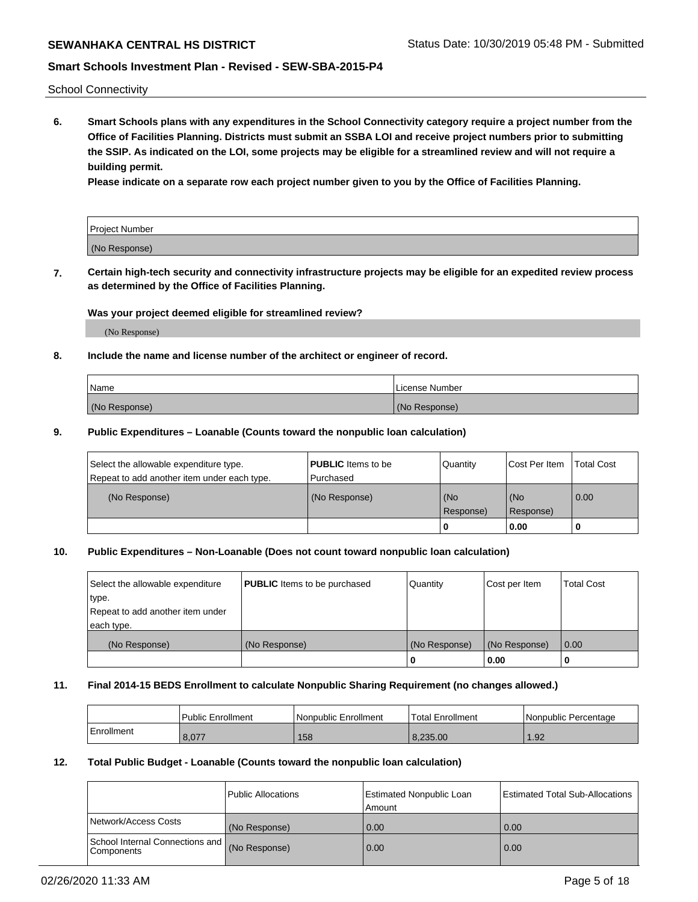School Connectivity

**6. Smart Schools plans with any expenditures in the School Connectivity category require a project number from the Office of Facilities Planning. Districts must submit an SSBA LOI and receive project numbers prior to submitting the SSIP. As indicated on the LOI, some projects may be eligible for a streamlined review and will not require a building permit.**

**Please indicate on a separate row each project number given to you by the Office of Facilities Planning.**

| Project Number |
| --- |
| (No Response) |

**7. Certain high-tech security and connectivity infrastructure projects may be eligible for an expedited review process as determined by the Office of Facilities Planning.**

**Was your project deemed eligible for streamlined review?**

(No Response)

**8. Include the name and license number of the architect or engineer of record.**

| Name | License Number |
| --- | --- |
| (No Response) | (No Response) |

**9. Public Expenditures – Loanable (Counts toward the nonpublic loan calculation)**

| Select the allowable expenditure type. Repeat to add another item under each type. | **PUBLIC** Items to be Purchased | Quantity | Cost Per Item | Total Cost |
| --- | --- | --- | --- | --- |
| (No Response) | (No Response) | (No Response) | (No Response) | 0.00 |
| | | 0 | 0.00 | 0 |

**10. Public Expenditures – Non-Loanable (Does not count toward nonpublic loan calculation)**

| Select the allowable expenditure type. Repeat to add another item under each type. | **PUBLIC** Items to be purchased | Quantity | Cost per Item | Total Cost |
| --- | --- | --- | --- | --- |
| (No Response) | (No Response) | (No Response) | (No Response) | 0.00 |
| | | 0 | 0.00 | 0 |

**11. Final 2014-15 BEDS Enrollment to calculate Nonpublic Sharing Requirement (no changes allowed.)**

| | Public Enrollment | Nonpublic Enrollment | Total Enrollment | Nonpublic Percentage |
| --- | --- | --- | --- | --- |
| Enrollment | 8,077 | 158 | 8,235.00 | 1.92 |

**12. Total Public Budget - Loanable (Counts toward the nonpublic loan calculation)**

| | Public Allocations | Estimated Nonpublic Loan Amount | Estimated Total Sub-Allocations |
| --- | --- | --- | --- |
| Network/Access Costs | (No Response) | 0.00 | 0.00 |
| School Internal Connections and Components | (No Response) | 0.00 | 0.00 |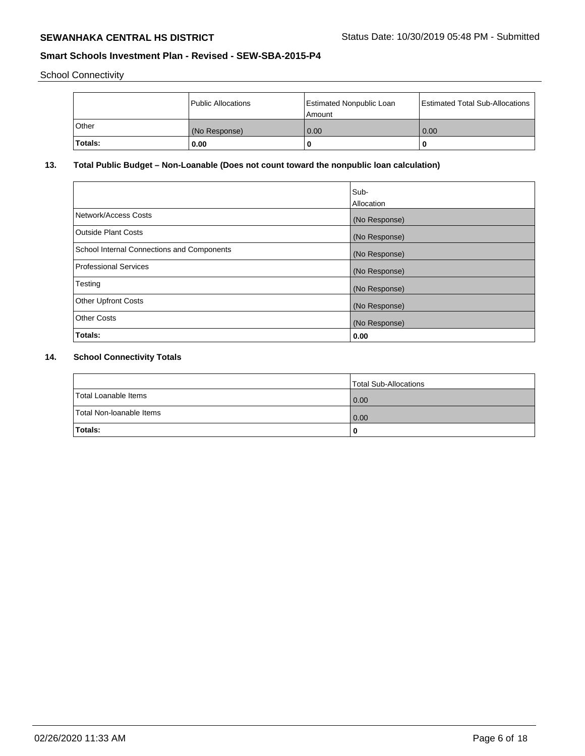School Connectivity

| | Public Allocations | Estimated Nonpublic Loan Amount | Estimated Total Sub-Allocations |
|---|---|---|---|
| Other | (No Response) | 0.00 | 0.00 |
| **Totals:** | **0.00** | **0** | **0** |

## 13. Total Public Budget – Non-Loanable (Does not count toward the nonpublic loan calculation)

| | Sub-Allocation |
|---|---|
| Network/Access Costs | (No Response) |
| Outside Plant Costs | (No Response) |
| School Internal Connections and Components | (No Response) |
| Professional Services | (No Response) |
| Testing | (No Response) |
| Other Upfront Costs | (No Response) |
| Other Costs | (No Response) |
| **Totals:** | **0.00** |

## 14. School Connectivity Totals

| | Total Sub-Allocations |
|---|---|
| Total Loanable Items | 0.00 |
| Total Non-loanable Items | 0.00 |
| **Totals:** | **0** |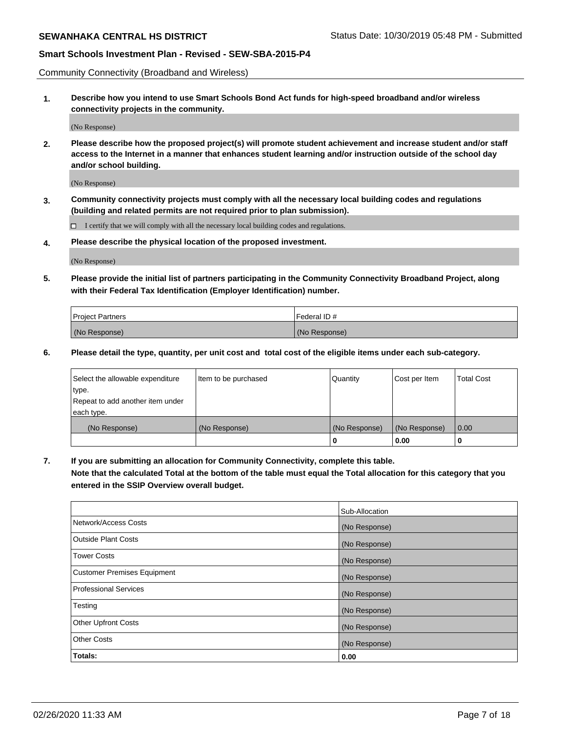Community Connectivity (Broadband and Wireless)

**1. Describe how you intend to use Smart Schools Bond Act funds for high-speed broadband and/or wireless connectivity projects in the community.**

(No Response)

**2. Please describe how the proposed project(s) will promote student achievement and increase student and/or staff access to the Internet in a manner that enhances student learning and/or instruction outside of the school day and/or school building.**

(No Response)

**3. Community connectivity projects must comply with all the necessary local building codes and regulations (building and related permits are not required prior to plan submission).**

☐ I certify that we will comply with all the necessary local building codes and regulations.

**4. Please describe the physical location of the proposed investment.**

(No Response)

**5. Please provide the initial list of partners participating in the Community Connectivity Broadband Project, along with their Federal Tax Identification (Employer Identification) number.**

| Project Partners | Federal ID # |
|---|---|
| (No Response) | (No Response) |

**6. Please detail the type, quantity, per unit cost and total cost of the eligible items under each sub-category.**

| Select the allowable expenditure type. Repeat to add another item under each type. | Item to be purchased | Quantity | Cost per Item | Total Cost |
|---|---|---|---|---|
| (No Response) | (No Response) | (No Response) | (No Response) | 0.00 |
| | | **0** | **0.00** | **0** |

**7. If you are submitting an allocation for Community Connectivity, complete this table. Note that the calculated Total at the bottom of the table must equal the Total allocation for this category that you entered in the SSIP Overview overall budget.**

| | Sub-Allocation |
|---|---|
| Network/Access Costs | (No Response) |
| Outside Plant Costs | (No Response) |
| Tower Costs | (No Response) |
| Customer Premises Equipment | (No Response) |
| Professional Services | (No Response) |
| Testing | (No Response) |
| Other Upfront Costs | (No Response) |
| Other Costs | (No Response) |
| **Totals:** | **0.00** |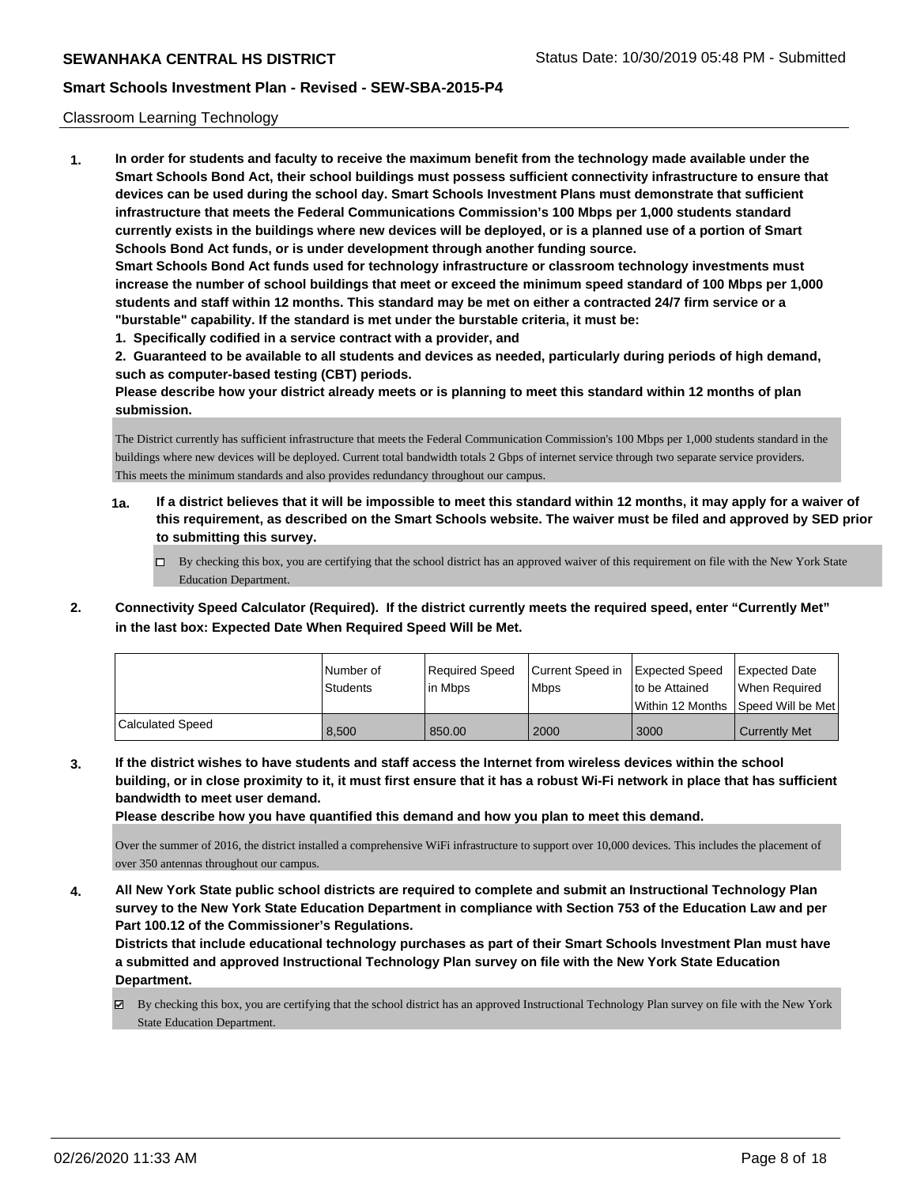Classroom Learning Technology

**1. In order for students and faculty to receive the maximum benefit from the technology made available under the Smart Schools Bond Act, their school buildings must possess sufficient connectivity infrastructure to ensure that devices can be used during the school day. Smart Schools Investment Plans must demonstrate that sufficient infrastructure that meets the Federal Communications Commission's 100 Mbps per 1,000 students standard currently exists in the buildings where new devices will be deployed, or is a planned use of a portion of Smart Schools Bond Act funds, or is under development through another funding source.**

**Smart Schools Bond Act funds used for technology infrastructure or classroom technology investments must increase the number of school buildings that meet or exceed the minimum speed standard of 100 Mbps per 1,000 students and staff within 12 months. This standard may be met on either a contracted 24/7 firm service or a "burstable" capability. If the standard is met under the burstable criteria, it must be:**

**1. Specifically codified in a service contract with a provider, and**

**2. Guaranteed to be available to all students and devices as needed, particularly during periods of high demand, such as computer-based testing (CBT) periods.**

**Please describe how your district already meets or is planning to meet this standard within 12 months of plan submission.**

The District currently has sufficient infrastructure that meets the Federal Communication Commission's 100 Mbps per 1,000 students standard in the buildings where new devices will be deployed. Current total bandwidth totals 2 Gbps of internet service through two separate service providers. This meets the minimum standards and also provides redundancy throughout our campus.

**1a. If a district believes that it will be impossible to meet this standard within 12 months, it may apply for a waiver of this requirement, as described on the Smart Schools website. The waiver must be filed and approved by SED prior to submitting this survey.**

☐ By checking this box, you are certifying that the school district has an approved waiver of this requirement on file with the New York State Education Department.

**2. Connectivity Speed Calculator (Required). If the district currently meets the required speed, enter "Currently Met" in the last box: Expected Date When Required Speed Will be Met.**

| | Number of Students | Required Speed in Mbps | Current Speed in Mbps | Expected Speed to be Attained Within 12 Months | Expected Date When Required Speed Will be Met |
|---|---|---|---|---|---|
| Calculated Speed | 8,500 | 850.00 | 2000 | 3000 | Currently Met |

**3. If the district wishes to have students and staff access the Internet from wireless devices within the school building, or in close proximity to it, it must first ensure that it has a robust Wi-Fi network in place that has sufficient bandwidth to meet user demand.**

**Please describe how you have quantified this demand and how you plan to meet this demand.**

Over the summer of 2016, the district installed a comprehensive WiFi infrastructure to support over 10,000 devices. This includes the placement of over 350 antennas throughout our campus.

**4. All New York State public school districts are required to complete and submit an Instructional Technology Plan survey to the New York State Education Department in compliance with Section 753 of the Education Law and per Part 100.12 of the Commissioner's Regulations.**

**Districts that include educational technology purchases as part of their Smart Schools Investment Plan must have a submitted and approved Instructional Technology Plan survey on file with the New York State Education Department.**

☑ By checking this box, you are certifying that the school district has an approved Instructional Technology Plan survey on file with the New York State Education Department.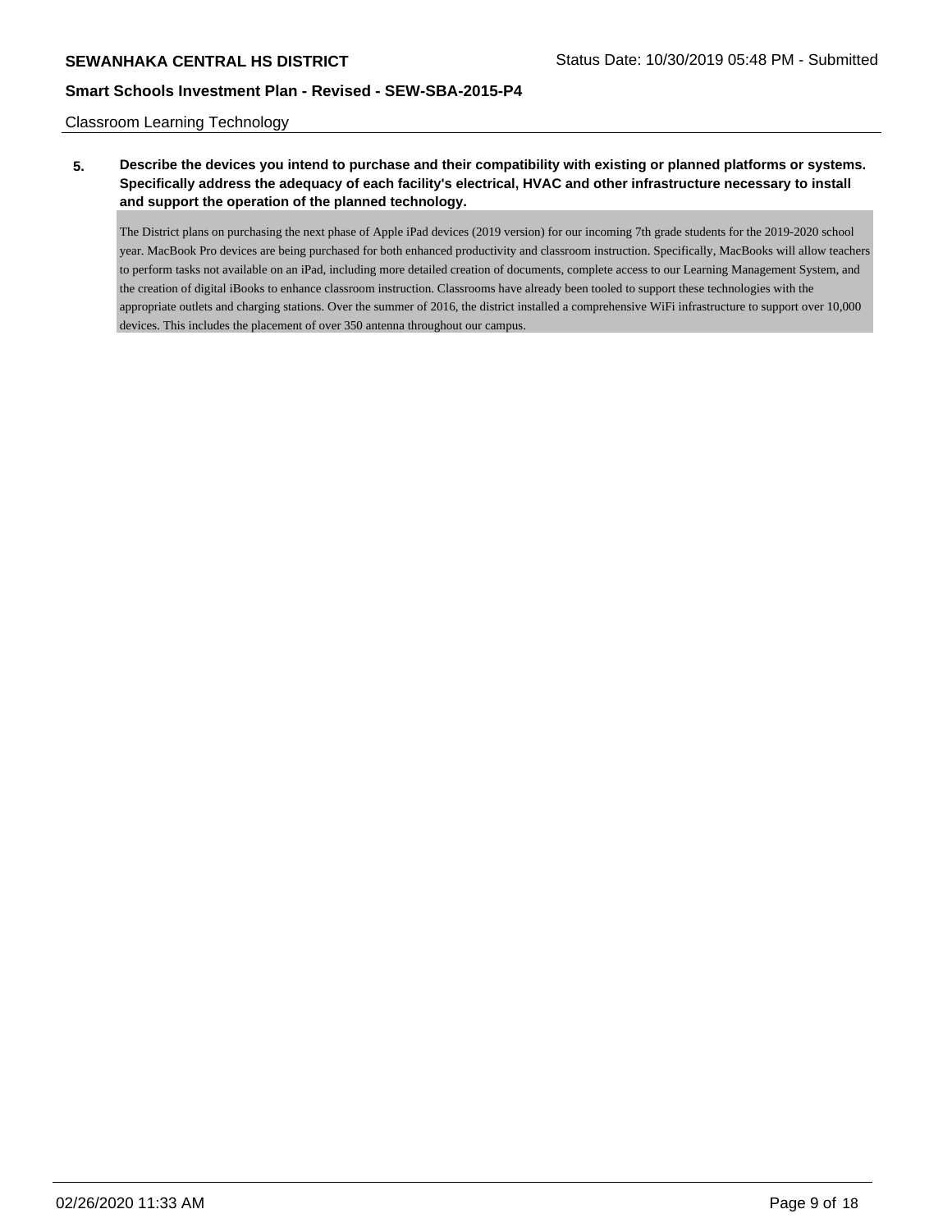Classroom Learning Technology

**5. Describe the devices you intend to purchase and their compatibility with existing or planned platforms or systems. Specifically address the adequacy of each facility's electrical, HVAC and other infrastructure necessary to install and support the operation of the planned technology.**

The District plans on purchasing the next phase of Apple iPad devices (2019 version) for our incoming 7th grade students for the 2019-2020 school year. MacBook Pro devices are being purchased for both enhanced productivity and classroom instruction. Specifically, MacBooks will allow teachers to perform tasks not available on an iPad, including more detailed creation of documents, complete access to our Learning Management System, and the creation of digital iBooks to enhance classroom instruction. Classrooms have already been tooled to support these technologies with the appropriate outlets and charging stations. Over the summer of 2016, the district installed a comprehensive WiFi infrastructure to support over 10,000 devices. This includes the placement of over 350 antenna throughout our campus.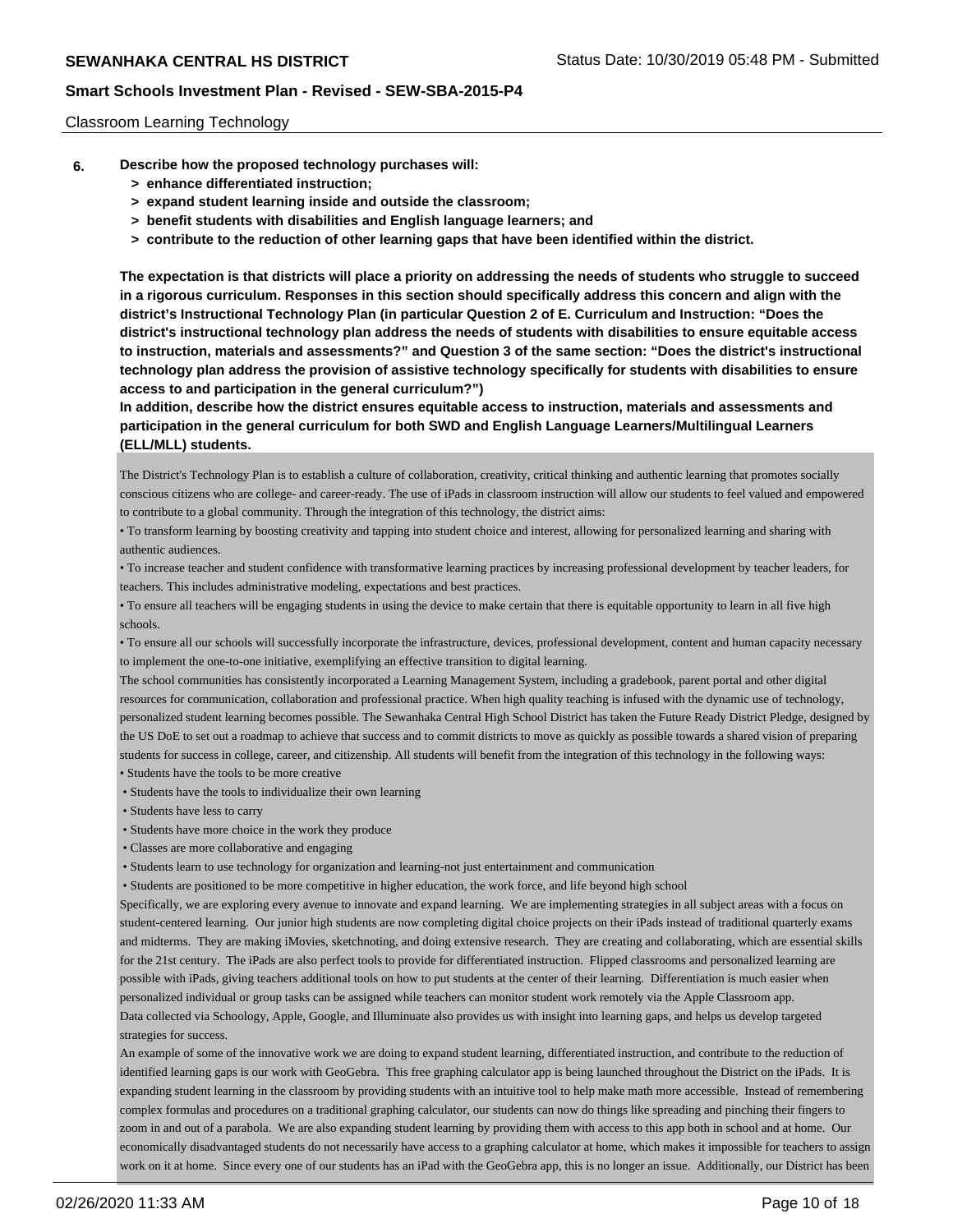Classroom Learning Technology

**6. Describe how the proposed technology purchases will:**
**> enhance differentiated instruction;**
**> expand student learning inside and outside the classroom;**
**> benefit students with disabilities and English language learners; and**
**> contribute to the reduction of other learning gaps that have been identified within the district.**

**The expectation is that districts will place a priority on addressing the needs of students who struggle to succeed in a rigorous curriculum. Responses in this section should specifically address this concern and align with the district's Instructional Technology Plan (in particular Question 2 of E. Curriculum and Instruction: "Does the district's instructional technology plan address the needs of students with disabilities to ensure equitable access to instruction, materials and assessments?" and Question 3 of the same section: "Does the district's instructional technology plan address the provision of assistive technology specifically for students with disabilities to ensure access to and participation in the general curriculum?")**
**In addition, describe how the district ensures equitable access to instruction, materials and assessments and participation in the general curriculum for both SWD and English Language Learners/Multilingual Learners (ELL/MLL) students.**

The District's Technology Plan is to establish a culture of collaboration, creativity, critical thinking and authentic learning that promotes socially conscious citizens who are college- and career-ready. The use of iPads in classroom instruction will allow our students to feel valued and empowered to contribute to a global community. Through the integration of this technology, the district aims:

• To transform learning by boosting creativity and tapping into student choice and interest, allowing for personalized learning and sharing with authentic audiences.

• To increase teacher and student confidence with transformative learning practices by increasing professional development by teacher leaders, for teachers. This includes administrative modeling, expectations and best practices.

• To ensure all teachers will be engaging students in using the device to make certain that there is equitable opportunity to learn in all five high schools.

• To ensure all our schools will successfully incorporate the infrastructure, devices, professional development, content and human capacity necessary to implement the one-to-one initiative, exemplifying an effective transition to digital learning.

The school communities has consistently incorporated a Learning Management System, including a gradebook, parent portal and other digital resources for communication, collaboration and professional practice. When high quality teaching is infused with the dynamic use of technology, personalized student learning becomes possible. The Sewanhaka Central High School District has taken the Future Ready District Pledge, designed by the US DoE to set out a roadmap to achieve that success and to commit districts to move as quickly as possible towards a shared vision of preparing students for success in college, career, and citizenship. All students will benefit from the integration of this technology in the following ways:

• Students have the tools to be more creative
• Students have the tools to individualize their own learning
• Students have less to carry
• Students have more choice in the work they produce
• Classes are more collaborative and engaging
• Students learn to use technology for organization and learning-not just entertainment and communication
• Students are positioned to be more competitive in higher education, the work force, and life beyond high school

Specifically, we are exploring every avenue to innovate and expand learning. We are implementing strategies in all subject areas with a focus on student-centered learning. Our junior high students are now completing digital choice projects on their iPads instead of traditional quarterly exams and midterms. They are making iMovies, sketchnoting, and doing extensive research. They are creating and collaborating, which are essential skills for the 21st century. The iPads are also perfect tools to provide for differentiated instruction. Flipped classrooms and personalized learning are possible with iPads, giving teachers additional tools on how to put students at the center of their learning. Differentiation is much easier when personalized individual or group tasks can be assigned while teachers can monitor student work remotely via the Apple Classroom app.

Data collected via Schoology, Apple, Google, and Illuminate also provides us with insight into learning gaps, and helps us develop targeted strategies for success.

An example of some of the innovative work we are doing to expand student learning, differentiated instruction, and contribute to the reduction of identified learning gaps is our work with GeoGebra. This free graphing calculator app is being launched throughout the District on the iPads. It is expanding student learning in the classroom by providing students with an intuitive tool to help make math more accessible. Instead of remembering complex formulas and procedures on a traditional graphing calculator, our students can now do things like spreading and pinching their fingers to zoom in and out of a parabola. We are also expanding student learning by providing them with access to this app both in school and at home. Our economically disadvantaged students do not necessarily have access to a graphing calculator at home, which makes it impossible for teachers to assign work on it at home. Since every one of our students has an iPad with the GeoGebra app, this is no longer an issue. Additionally, our District has been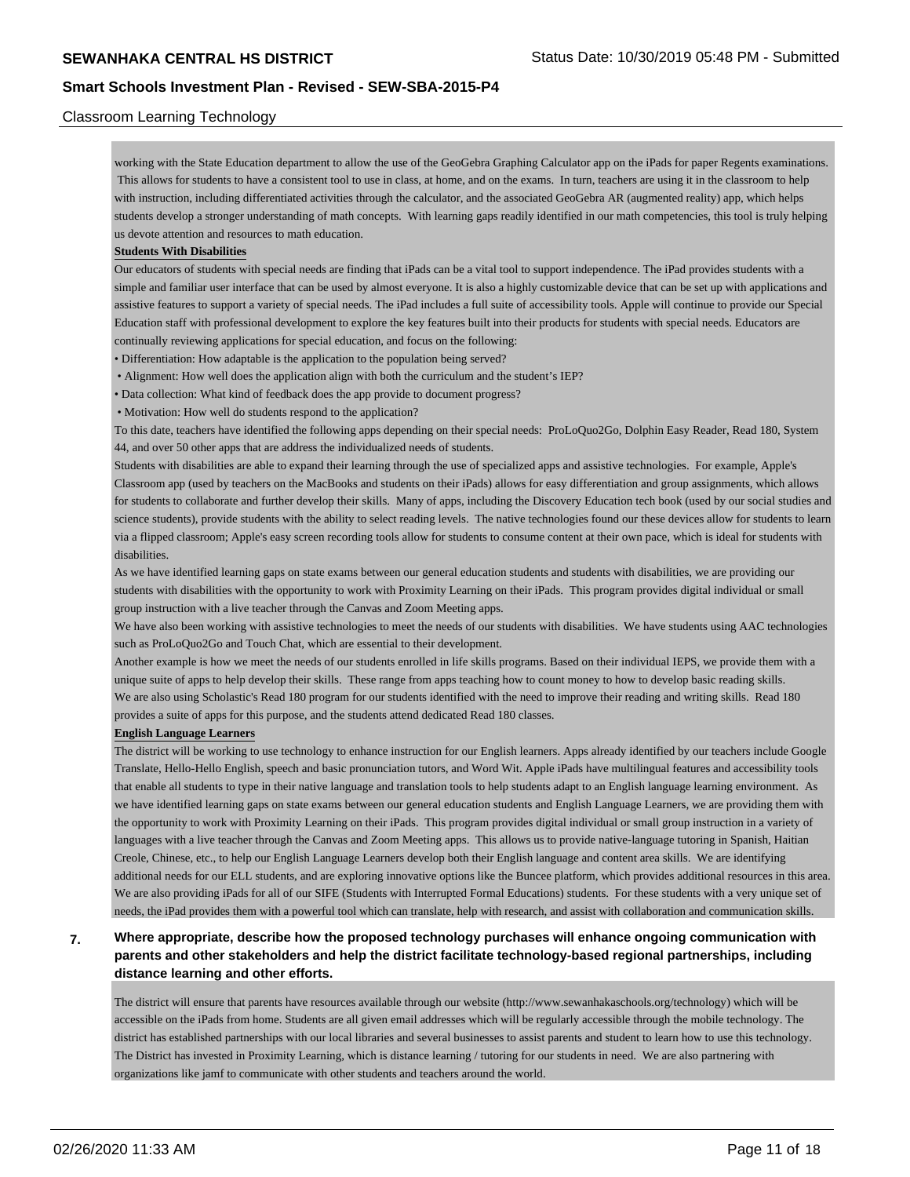working with the State Education department to allow the use of the GeoGebra Graphing Calculator app on the iPads for paper Regents examinations. This allows for students to have a consistent tool to use in class, at home, and on the exams. In turn, teachers are using it in the classroom to help with instruction, including differentiated activities through the calculator, and the associated GeoGebra AR (augmented reality) app, which helps students develop a stronger understanding of math concepts. With learning gaps readily identified in our math competencies, this tool is truly helping us devote attention and resources to math education.

**Students With Disabilities**

Our educators of students with special needs are finding that iPads can be a vital tool to support independence. The iPad provides students with a simple and familiar user interface that can be used by almost everyone. It is also a highly customizable device that can be set up with applications and assistive features to support a variety of special needs. The iPad includes a full suite of accessibility tools. Apple will continue to provide our Special Education staff with professional development to explore the key features built into their products for students with special needs. Educators are continually reviewing applications for special education, and focus on the following:

• Differentiation: How adaptable is the application to the population being served?
• Alignment: How well does the application align with both the curriculum and the student's IEP?
• Data collection: What kind of feedback does the app provide to document progress?
• Motivation: How well do students respond to the application?

To this date, teachers have identified the following apps depending on their special needs: ProLoQuo2Go, Dolphin Easy Reader, Read 180, System 44, and over 50 other apps that are address the individualized needs of students.

Students with disabilities are able to expand their learning through the use of specialized apps and assistive technologies. For example, Apple's Classroom app (used by teachers on the MacBooks and students on their iPads) allows for easy differentiation and group assignments, which allows for students to collaborate and further develop their skills. Many of apps, including the Discovery Education tech book (used by our social studies and science students), provide students with the ability to select reading levels. The native technologies found our these devices allow for students to learn via a flipped classroom; Apple's easy screen recording tools allow for students to consume content at their own pace, which is ideal for students with disabilities.

As we have identified learning gaps on state exams between our general education students and students with disabilities, we are providing our students with disabilities with the opportunity to work with Proximity Learning on their iPads. This program provides digital individual or small group instruction with a live teacher through the Canvas and Zoom Meeting apps.

We have also been working with assistive technologies to meet the needs of our students with disabilities. We have students using AAC technologies such as ProLoQuo2Go and Touch Chat, which are essential to their development.

Another example is how we meet the needs of our students enrolled in life skills programs. Based on their individual IEPS, we provide them with a unique suite of apps to help develop their skills. These range from apps teaching how to count money to how to develop basic reading skills.

We are also using Scholastic's Read 180 program for our students identified with the need to improve their reading and writing skills. Read 180 provides a suite of apps for this purpose, and the students attend dedicated Read 180 classes.

**English Language Learners**

The district will be working to use technology to enhance instruction for our English learners. Apps already identified by our teachers include Google Translate, Hello-Hello English, speech and basic pronunciation tutors, and Word Wit. Apple iPads have multilingual features and accessibility tools that enable all students to type in their native language and translation tools to help students adapt to an English language learning environment. As we have identified learning gaps on state exams between our general education students and English Language Learners, we are providing them with the opportunity to work with Proximity Learning on their iPads. This program provides digital individual or small group instruction in a variety of languages with a live teacher through the Canvas and Zoom Meeting apps. This allows us to provide native-language tutoring in Spanish, Haitian Creole, Chinese, etc., to help our English Language Learners develop both their English language and content area skills. We are identifying additional needs for our ELL students, and are exploring innovative options like the Buncee platform, which provides additional resources in this area. We are also providing iPads for all of our SIFE (Students with Interrupted Formal Educations) students. For these students with a very unique set of needs, the iPad provides them with a powerful tool which can translate, help with research, and assist with collaboration and communication skills.

**7. Where appropriate, describe how the proposed technology purchases will enhance ongoing communication with parents and other stakeholders and help the district facilitate technology-based regional partnerships, including distance learning and other efforts.**

The district will ensure that parents have resources available through our website (http://www.sewanhakaschools.org/technology) which will be accessible on the iPads from home. Students are all given email addresses which will be regularly accessible through the mobile technology. The district has established partnerships with our local libraries and several businesses to assist parents and student to learn how to use this technology. The District has invested in Proximity Learning, which is distance learning / tutoring for our students in need. We are also partnering with organizations like jamf to communicate with other students and teachers around the world.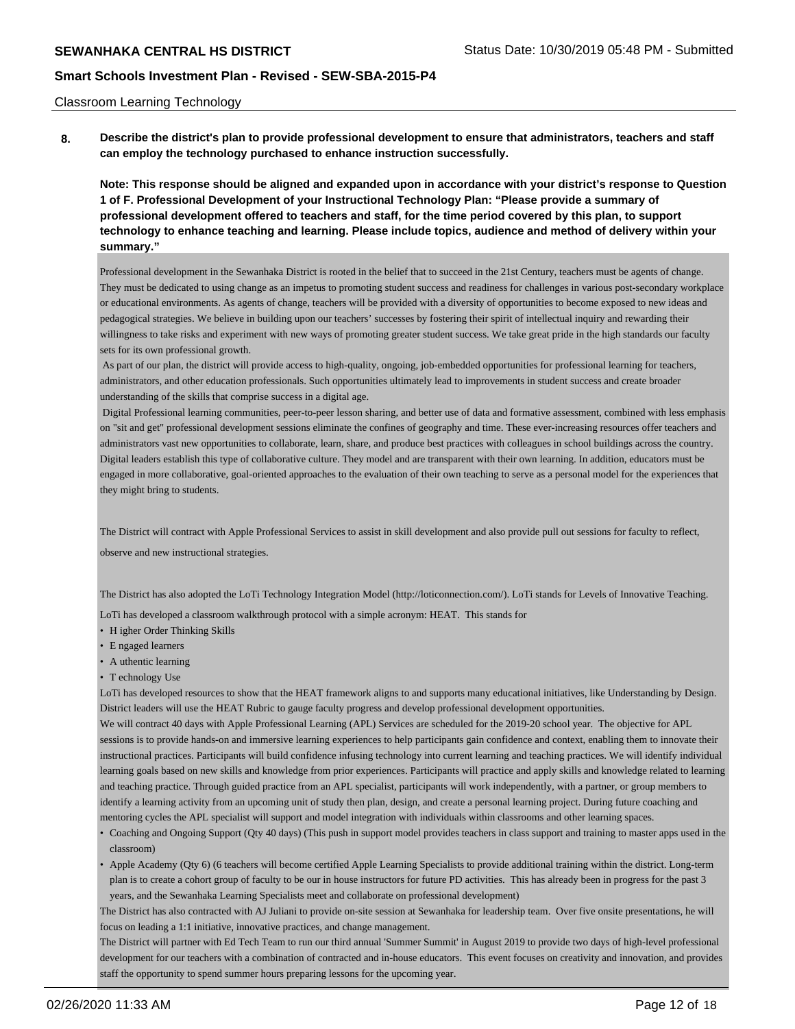Classroom Learning Technology

**8. Describe the district's plan to provide professional development to ensure that administrators, teachers and staff can employ the technology purchased to enhance instruction successfully.**

**Note: This response should be aligned and expanded upon in accordance with your district's response to Question 1 of F. Professional Development of your Instructional Technology Plan: "Please provide a summary of professional development offered to teachers and staff, for the time period covered by this plan, to support technology to enhance teaching and learning. Please include topics, audience and method of delivery within your summary."**

Professional development in the Sewanhaka District is rooted in the belief that to succeed in the 21st Century, teachers must be agents of change. They must be dedicated to using change as an impetus to promoting student success and readiness for challenges in various post-secondary workplace or educational environments. As agents of change, teachers will be provided with a diversity of opportunities to become exposed to new ideas and pedagogical strategies. We believe in building upon our teachers' successes by fostering their spirit of intellectual inquiry and rewarding their willingness to take risks and experiment with new ways of promoting greater student success. We take great pride in the high standards our faculty sets for its own professional growth.

As part of our plan, the district will provide access to high-quality, ongoing, job-embedded opportunities for professional learning for teachers, administrators, and other education professionals. Such opportunities ultimately lead to improvements in student success and create broader understanding of the skills that comprise success in a digital age.

Digital Professional learning communities, peer-to-peer lesson sharing, and better use of data and formative assessment, combined with less emphasis on "sit and get" professional development sessions eliminate the confines of geography and time. These ever-increasing resources offer teachers and administrators vast new opportunities to collaborate, learn, share, and produce best practices with colleagues in school buildings across the country. Digital leaders establish this type of collaborative culture. They model and are transparent with their own learning. In addition, educators must be engaged in more collaborative, goal-oriented approaches to the evaluation of their own teaching to serve as a personal model for the experiences that they might bring to students.

The District will contract with Apple Professional Services to assist in skill development and also provide pull out sessions for faculty to reflect, observe and new instructional strategies.

The District has also adopted the LoTi Technology Integration Model (http://loticonnection.com/). LoTi stands for Levels of Innovative Teaching.

LoTi has developed a classroom walkthrough protocol with a simple acronym: HEAT. This stands for

- H igher Order Thinking Skills
- E ngaged learners
- A uthentic learning
- T echnology Use

LoTi has developed resources to show that the HEAT framework aligns to and supports many educational initiatives, like Understanding by Design. District leaders will use the HEAT Rubric to gauge faculty progress and develop professional development opportunities.

We will contract 40 days with Apple Professional Learning (APL) Services are scheduled for the 2019-20 school year. The objective for APL sessions is to provide hands-on and immersive learning experiences to help participants gain confidence and context, enabling them to innovate their instructional practices. Participants will build confidence infusing technology into current learning and teaching practices. We will identify individual learning goals based on new skills and knowledge from prior experiences. Participants will practice and apply skills and knowledge related to learning and teaching practice. Through guided practice from an APL specialist, participants will work independently, with a partner, or group members to identify a learning activity from an upcoming unit of study then plan, design, and create a personal learning project. During future coaching and mentoring cycles the APL specialist will support and model integration with individuals within classrooms and other learning spaces.

- Coaching and Ongoing Support (Qty 40 days) (This push in support model provides teachers in class support and training to master apps used in the classroom)
- Apple Academy (Qty 6) (6 teachers will become certified Apple Learning Specialists to provide additional training within the district. Long-term plan is to create a cohort group of faculty to be our in house instructors for future PD activities. This has already been in progress for the past 3 years, and the Sewanhaka Learning Specialists meet and collaborate on professional development)

The District has also contracted with AJ Juliani to provide on-site session at Sewanhaka for leadership team. Over five onsite presentations, he will focus on leading a 1:1 initiative, innovative practices, and change management.

The District will partner with Ed Tech Team to run our third annual 'Summer Summit' in August 2019 to provide two days of high-level professional development for our teachers with a combination of contracted and in-house educators. This event focuses on creativity and innovation, and provides staff the opportunity to spend summer hours preparing lessons for the upcoming year.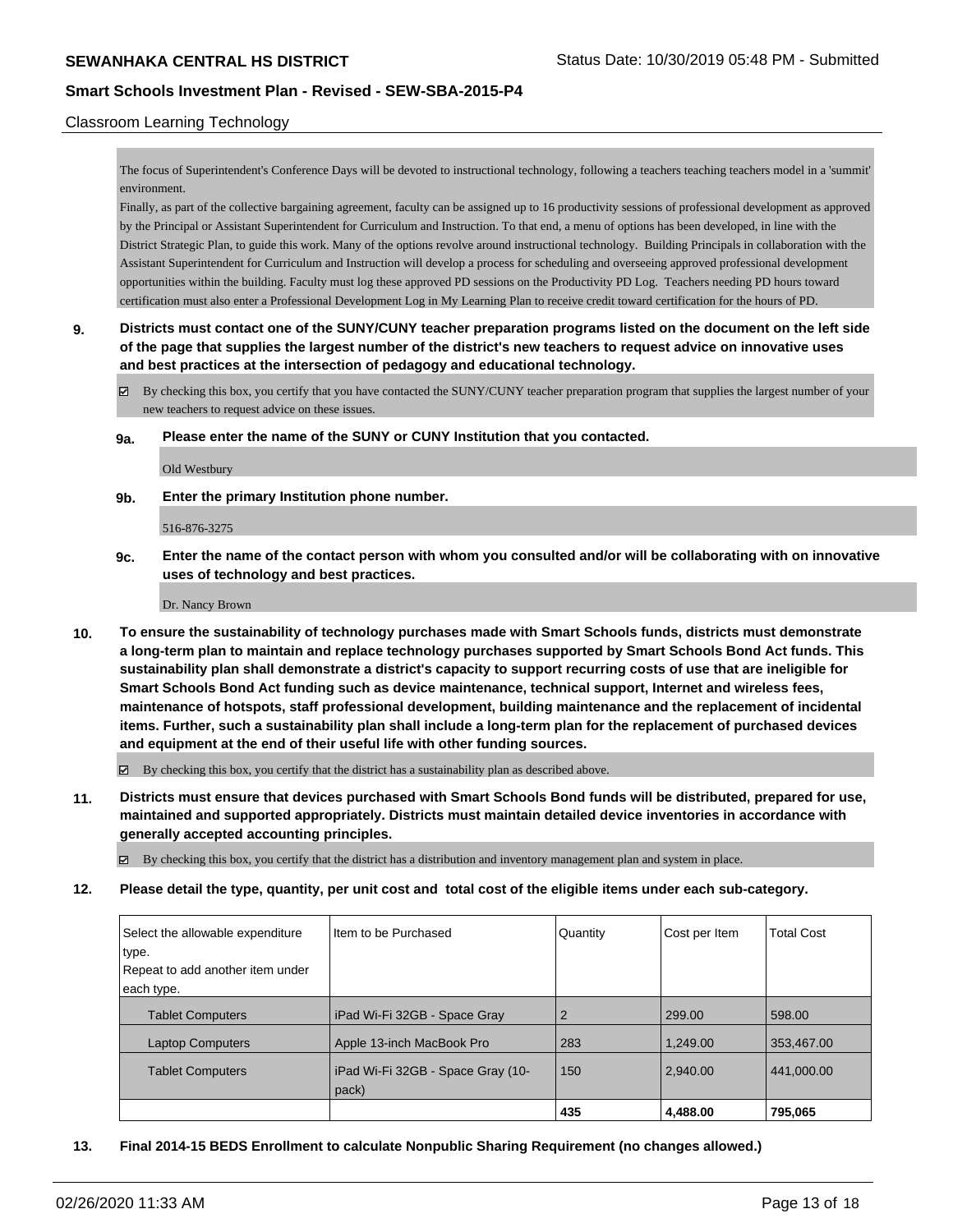Classroom Learning Technology

The focus of Superintendent's Conference Days will be devoted to instructional technology, following a teachers teaching teachers model in a 'summit' environment.
Finally, as part of the collective bargaining agreement, faculty can be assigned up to 16 productivity sessions of professional development as approved by the Principal or Assistant Superintendent for Curriculum and Instruction. To that end, a menu of options has been developed, in line with the District Strategic Plan, to guide this work. Many of the options revolve around instructional technology. Building Principals in collaboration with the Assistant Superintendent for Curriculum and Instruction will develop a process for scheduling and overseeing approved professional development opportunities within the building. Faculty must log these approved PD sessions on the Productivity PD Log. Teachers needing PD hours toward certification must also enter a Professional Development Log in My Learning Plan to receive credit toward certification for the hours of PD.

**9. Districts must contact one of the SUNY/CUNY teacher preparation programs listed on the document on the left side of the page that supplies the largest number of the district's new teachers to request advice on innovative uses and best practices at the intersection of pedagogy and educational technology.**

☑ By checking this box, you certify that you have contacted the SUNY/CUNY teacher preparation program that supplies the largest number of your new teachers to request advice on these issues.

**9a. Please enter the name of the SUNY or CUNY Institution that you contacted.**

Old Westbury

**9b. Enter the primary Institution phone number.**

516-876-3275

**9c. Enter the name of the contact person with whom you consulted and/or will be collaborating with on innovative uses of technology and best practices.**

Dr. Nancy Brown

**10. To ensure the sustainability of technology purchases made with Smart Schools funds, districts must demonstrate a long-term plan to maintain and replace technology purchases supported by Smart Schools Bond Act funds. This sustainability plan shall demonstrate a district's capacity to support recurring costs of use that are ineligible for Smart Schools Bond Act funding such as device maintenance, technical support, Internet and wireless fees, maintenance of hotspots, staff professional development, building maintenance and the replacement of incidental items. Further, such a sustainability plan shall include a long-term plan for the replacement of purchased devices and equipment at the end of their useful life with other funding sources.**

☑ By checking this box, you certify that the district has a sustainability plan as described above.

**11. Districts must ensure that devices purchased with Smart Schools Bond funds will be distributed, prepared for use, maintained and supported appropriately. Districts must maintain detailed device inventories in accordance with generally accepted accounting principles.**

☑ By checking this box, you certify that the district has a distribution and inventory management plan and system in place.

**12. Please detail the type, quantity, per unit cost and total cost of the eligible items under each sub-category.**

| Select the allowable expenditure type. Repeat to add another item under each type. | Item to be Purchased | Quantity | Cost per Item | Total Cost |
|---|---|---|---|---|
| Tablet Computers | iPad Wi-Fi 32GB - Space Gray | 2 | 299.00 | 598.00 |
| Laptop Computers | Apple 13-inch MacBook Pro | 283 | 1,249.00 | 353,467.00 |
| Tablet Computers | iPad Wi-Fi 32GB - Space Gray (10-pack) | 150 | 2,940.00 | 441,000.00 |
| | | **435** | **4,488.00** | **795,065** |

**13. Final 2014-15 BEDS Enrollment to calculate Nonpublic Sharing Requirement (no changes allowed.)**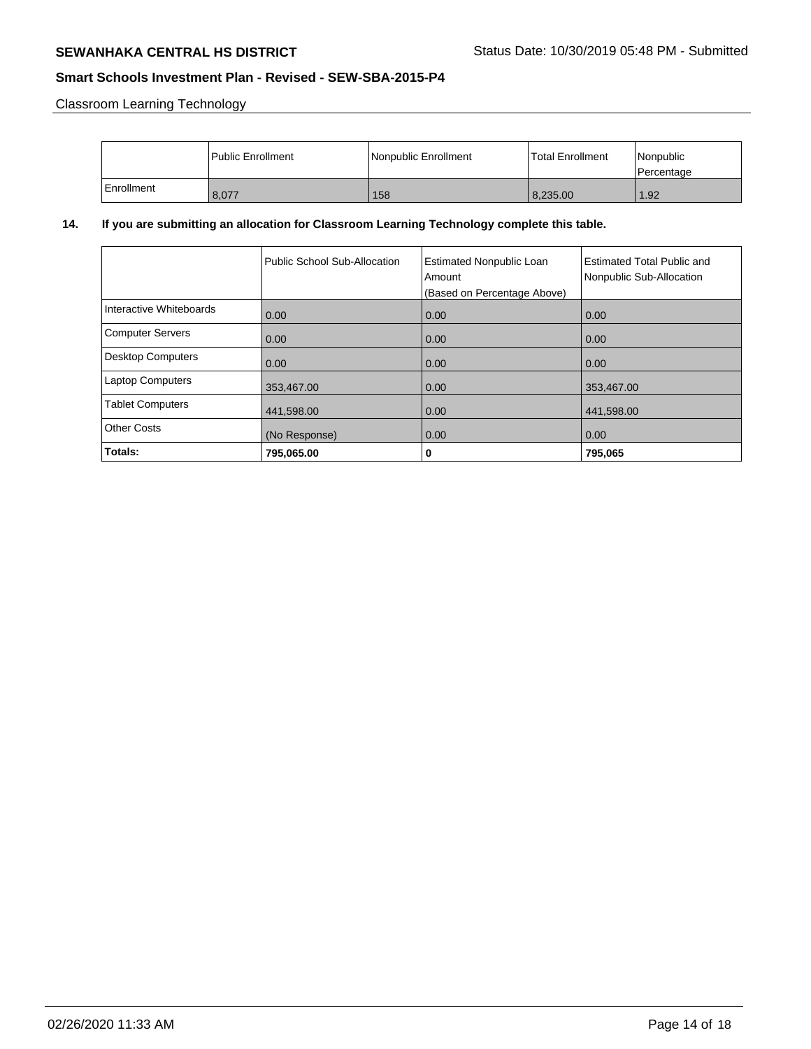Classroom Learning Technology

|  | Public Enrollment | Nonpublic Enrollment | Total Enrollment | Nonpublic Percentage |
|---|---|---|---|---|
| Enrollment | 8,077 | 158 | 8,235.00 | 1.92 |

**14. If you are submitting an allocation for Classroom Learning Technology complete this table.**

|  | Public School Sub-Allocation | Estimated Nonpublic Loan Amount (Based on Percentage Above) | Estimated Total Public and Nonpublic Sub-Allocation |
|---|---|---|---|
| Interactive Whiteboards | 0.00 | 0.00 | 0.00 |
| Computer Servers | 0.00 | 0.00 | 0.00 |
| Desktop Computers | 0.00 | 0.00 | 0.00 |
| Laptop Computers | 353,467.00 | 0.00 | 353,467.00 |
| Tablet Computers | 441,598.00 | 0.00 | 441,598.00 |
| Other Costs | (No Response) | 0.00 | 0.00 |
| **Totals:** | **795,065.00** | **0** | **795,065** |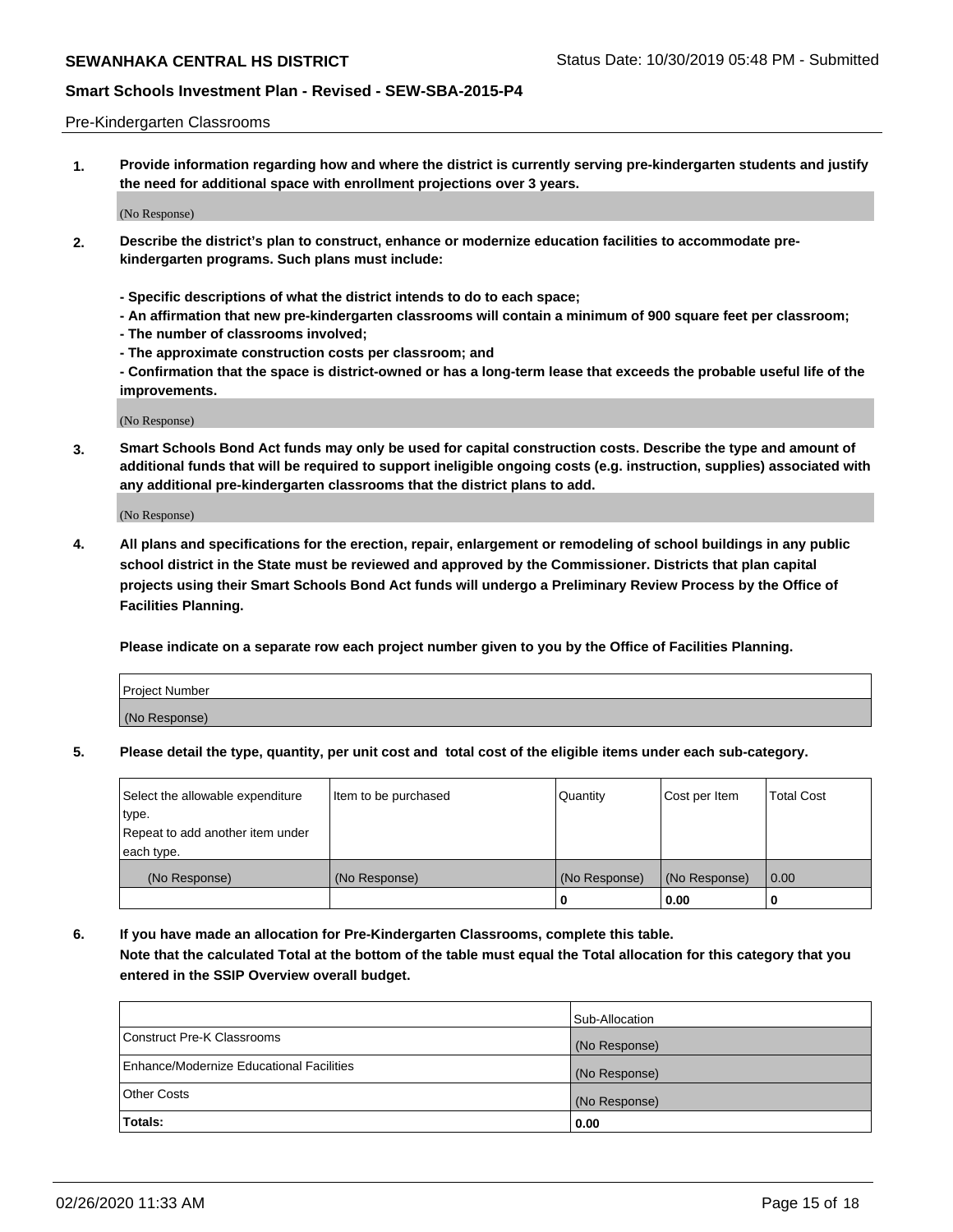Pre-Kindergarten Classrooms

**1. Provide information regarding how and where the district is currently serving pre-kindergarten students and justify the need for additional space with enrollment projections over 3 years.**

(No Response)

**2. Describe the district's plan to construct, enhance or modernize education facilities to accommodate pre-kindergarten programs. Such plans must include:**

**- Specific descriptions of what the district intends to do to each space;**
**- An affirmation that new pre-kindergarten classrooms will contain a minimum of 900 square feet per classroom;**
**- The number of classrooms involved;**
**- The approximate construction costs per classroom; and**
**- Confirmation that the space is district-owned or has a long-term lease that exceeds the probable useful life of the improvements.**

(No Response)

**3. Smart Schools Bond Act funds may only be used for capital construction costs. Describe the type and amount of additional funds that will be required to support ineligible ongoing costs (e.g. instruction, supplies) associated with any additional pre-kindergarten classrooms that the district plans to add.**

(No Response)

**4. All plans and specifications for the erection, repair, enlargement or remodeling of school buildings in any public school district in the State must be reviewed and approved by the Commissioner. Districts that plan capital projects using their Smart Schools Bond Act funds will undergo a Preliminary Review Process by the Office of Facilities Planning.**

**Please indicate on a separate row each project number given to you by the Office of Facilities Planning.**

| Project Number |
|---|
| (No Response) |

**5. Please detail the type, quantity, per unit cost and total cost of the eligible items under each sub-category.**

| Select the allowable expenditure type. Repeat to add another item under each type. | Item to be purchased | Quantity | Cost per Item | Total Cost |
|---|---|---|---|---|
| (No Response) | (No Response) | (No Response) | (No Response) | 0.00 |
| | | 0 | 0.00 | 0 |

**6. If you have made an allocation for Pre-Kindergarten Classrooms, complete this table.**
**Note that the calculated Total at the bottom of the table must equal the Total allocation for this category that you entered in the SSIP Overview overall budget.**

| | Sub-Allocation |
|---|---|
| Construct Pre-K Classrooms | (No Response) |
| Enhance/Modernize Educational Facilities | (No Response) |
| Other Costs | (No Response) |
| **Totals:** | **0.00** |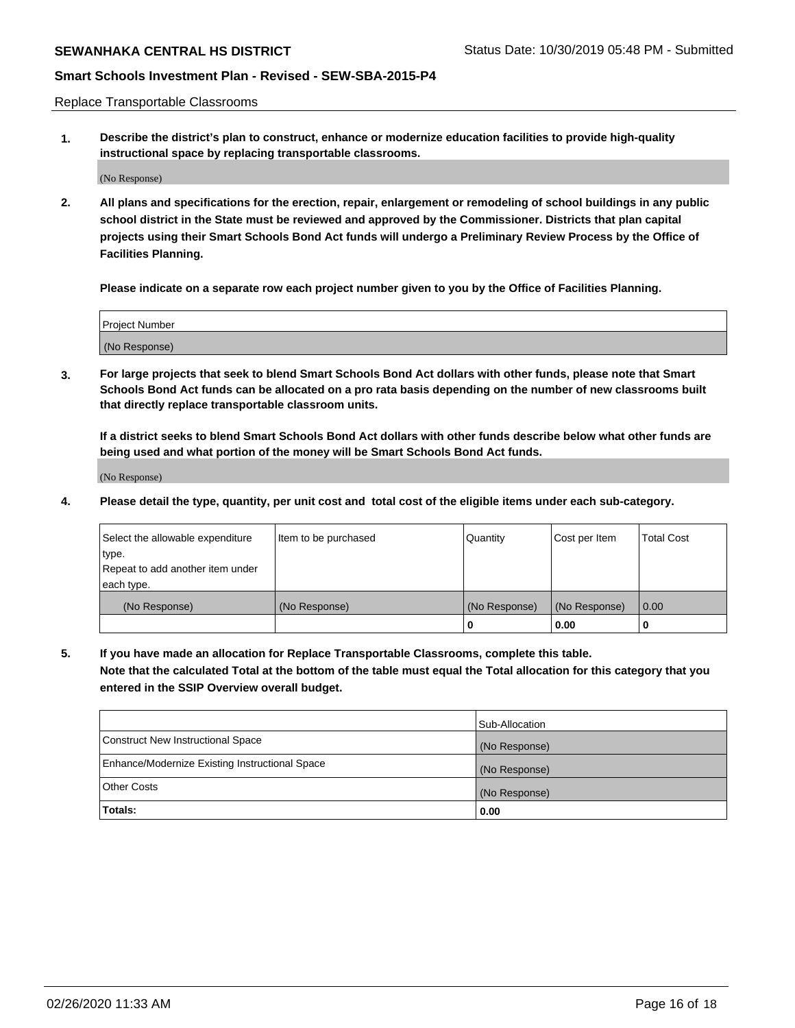Replace Transportable Classrooms

1. **Describe the district's plan to construct, enhance or modernize education facilities to provide high-quality instructional space by replacing transportable classrooms.**

(No Response)

2. **All plans and specifications for the erection, repair, enlargement or remodeling of school buildings in any public school district in the State must be reviewed and approved by the Commissioner. Districts that plan capital projects using their Smart Schools Bond Act funds will undergo a Preliminary Review Process by the Office of Facilities Planning.**

**Please indicate on a separate row each project number given to you by the Office of Facilities Planning.**

| Project Number |
| --- |
| (No Response) |

3. **For large projects that seek to blend Smart Schools Bond Act dollars with other funds, please note that Smart Schools Bond Act funds can be allocated on a pro rata basis depending on the number of new classrooms built that directly replace transportable classroom units.**

**If a district seeks to blend Smart Schools Bond Act dollars with other funds describe below what other funds are being used and what portion of the money will be Smart Schools Bond Act funds.**

(No Response)

4. **Please detail the type, quantity, per unit cost and total cost of the eligible items under each sub-category.**

| Select the allowable expenditure type. Repeat to add another item under each type. | Item to be purchased | Quantity | Cost per Item | Total Cost |
| --- | --- | --- | --- | --- |
| (No Response) | (No Response) | (No Response) | (No Response) | 0.00 |
| | | **0** | **0.00** | **0** |

5. **If you have made an allocation for Replace Transportable Classrooms, complete this table. Note that the calculated Total at the bottom of the table must equal the Total allocation for this category that you entered in the SSIP Overview overall budget.**

| | Sub-Allocation |
| --- | --- |
| Construct New Instructional Space | (No Response) |
| Enhance/Modernize Existing Instructional Space | (No Response) |
| Other Costs | (No Response) |
| **Totals:** | **0.00** |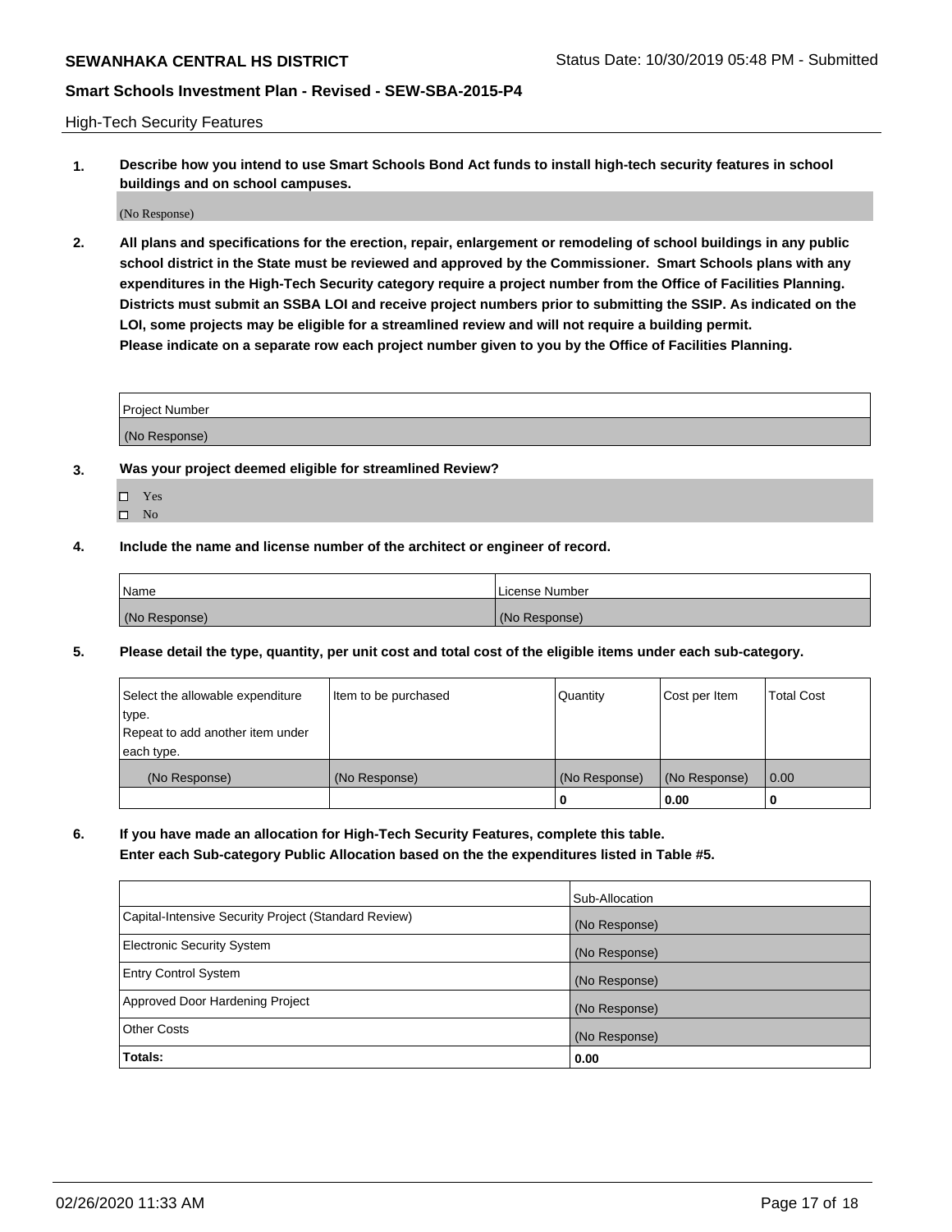High-Tech Security Features

**1. Describe how you intend to use Smart Schools Bond Act funds to install high-tech security features in school buildings and on school campuses.**

(No Response)

**2. All plans and specifications for the erection, repair, enlargement or remodeling of school buildings in any public school district in the State must be reviewed and approved by the Commissioner. Smart Schools plans with any expenditures in the High-Tech Security category require a project number from the Office of Facilities Planning. Districts must submit an SSBA LOI and receive project numbers prior to submitting the SSIP. As indicated on the LOI, some projects may be eligible for a streamlined review and will not require a building permit.**
**Please indicate on a separate row each project number given to you by the Office of Facilities Planning.**

| Project Number |
| --- |
| (No Response) |

**3. Was your project deemed eligible for streamlined Review?**

- ☐ Yes
- ☐ No

**4. Include the name and license number of the architect or engineer of record.**

| Name | License Number |
| --- | --- |
| (No Response) | (No Response) |

**5. Please detail the type, quantity, per unit cost and total cost of the eligible items under each sub-category.**

| Select the allowable expenditure type. Repeat to add another item under each type. | Item to be purchased | Quantity | Cost per Item | Total Cost |
| --- | --- | --- | --- | --- |
| (No Response) | (No Response) | (No Response) | (No Response) | 0.00 |
| | | 0 | 0.00 | 0 |

**6. If you have made an allocation for High-Tech Security Features, complete this table. Enter each Sub-category Public Allocation based on the the expenditures listed in Table #5.**

| | Sub-Allocation |
| --- | --- |
| Capital-Intensive Security Project (Standard Review) | (No Response) |
| Electronic Security System | (No Response) |
| Entry Control System | (No Response) |
| Approved Door Hardening Project | (No Response) |
| Other Costs | (No Response) |
| **Totals:** | **0.00** |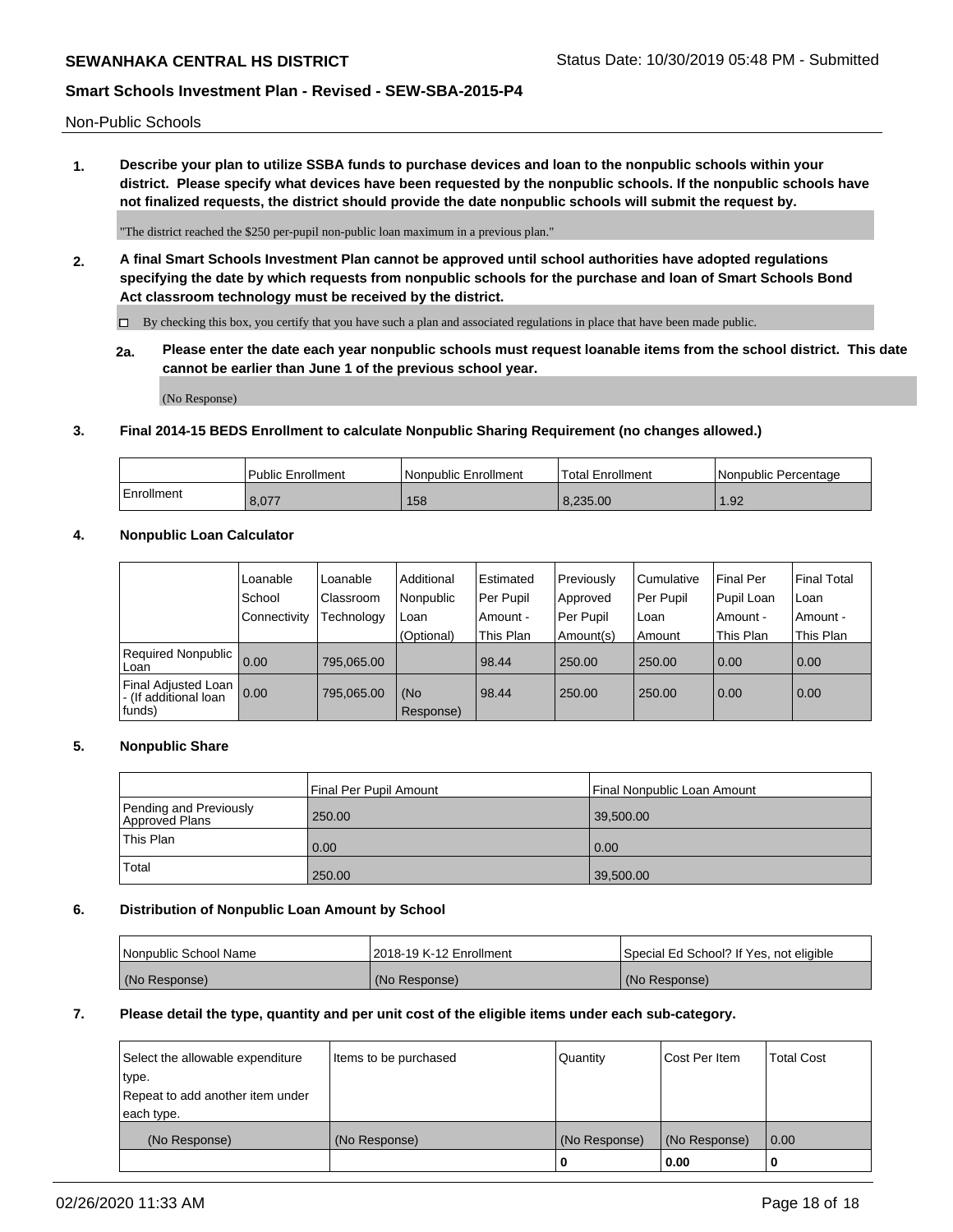Non-Public Schools

**1. Describe your plan to utilize SSBA funds to purchase devices and loan to the nonpublic schools within your district. Please specify what devices have been requested by the nonpublic schools. If the nonpublic schools have not finalized requests, the district should provide the date nonpublic schools will submit the request by.**

"The district reached the $250 per-pupil non-public loan maximum in a previous plan."

**2. A final Smart Schools Investment Plan cannot be approved until school authorities have adopted regulations specifying the date by which requests from nonpublic schools for the purchase and loan of Smart Schools Bond Act classroom technology must be received by the district.**

☐ By checking this box, you certify that you have such a plan and associated regulations in place that have been made public.

**2a. Please enter the date each year nonpublic schools must request loanable items from the school district. This date cannot be earlier than June 1 of the previous school year.**

(No Response)

**3. Final 2014-15 BEDS Enrollment to calculate Nonpublic Sharing Requirement (no changes allowed.)**

| | Public Enrollment | Nonpublic Enrollment | Total Enrollment | Nonpublic Percentage |
|---|---|---|---|---|
| Enrollment | 8,077 | 158 | 8,235.00 | 1.92 |

**4. Nonpublic Loan Calculator**

| | Loanable School Connectivity | Loanable Classroom Technology | Additional Nonpublic Loan (Optional) | Estimated Per Pupil Amount - This Plan | Previously Approved Per Pupil Amount(s) | Cumulative Per Pupil Loan Amount | Final Per Pupil Loan Amount - This Plan | Final Total Loan Amount - This Plan |
|---|---|---|---|---|---|---|---|---|
| Required Nonpublic Loan | 0.00 | 795,065.00 | | 98.44 | 250.00 | 250.00 | 0.00 | 0.00 |
| Final Adjusted Loan - (If additional loan funds) | 0.00 | 795,065.00 | (No Response) | 98.44 | 250.00 | 250.00 | 0.00 | 0.00 |

**5. Nonpublic Share**

| | Final Per Pupil Amount | Final Nonpublic Loan Amount |
|---|---|---|
| Pending and Previously Approved Plans | 250.00 | 39,500.00 |
| This Plan | 0.00 | 0.00 |
| Total | 250.00 | 39,500.00 |

**6. Distribution of Nonpublic Loan Amount by School**

| Nonpublic School Name | 2018-19 K-12 Enrollment | Special Ed School? If Yes, not eligible |
|---|---|---|
| (No Response) | (No Response) | (No Response) |

**7. Please detail the type, quantity and per unit cost of the eligible items under each sub-category.**

| Select the allowable expenditure type. Repeat to add another item under each type. | Items to be purchased | Quantity | Cost Per Item | Total Cost |
|---|---|---|---|---|
| (No Response) | (No Response) | (No Response) | (No Response) | 0.00 |
| | | 0 | 0.00 | 0 |